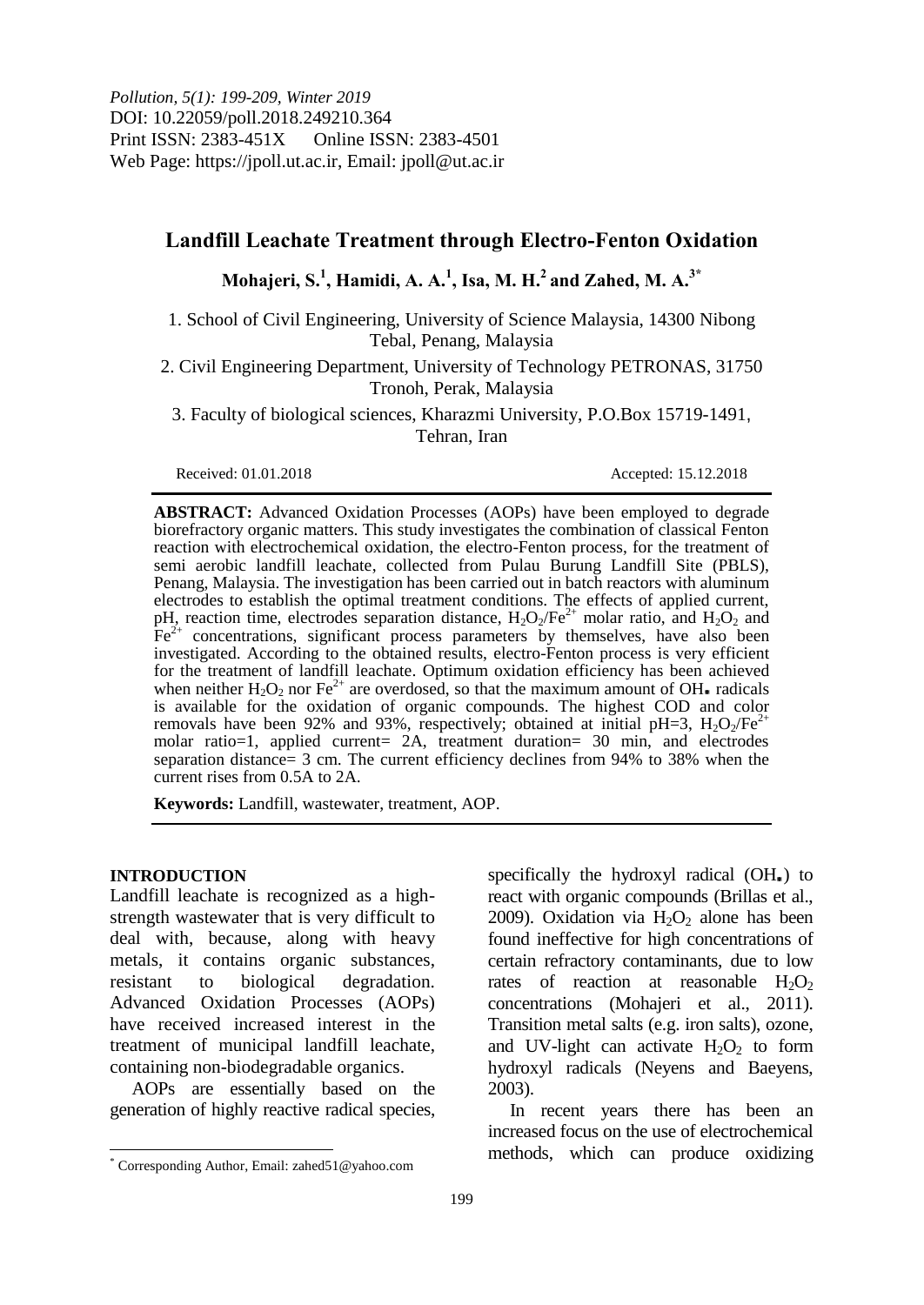*Pollution, 5(1): 199-209, Winter 2019*
DOI: 10.22059/poll.2018.249210.364
Print ISSN: 2383-451X Online ISSN: 2383-4501
Web Page: https://jpoll.ut.ac.ir, Email: jpoll@ut.ac.ir

# Landfill Leachate Treatment through Electro-Fenton Oxidation

**Mohajeri, S.[1], Hamidi, A. A.[1], Isa, M. H.[2] and Zahed, M. A.[3*]**

1. School of Civil Engineering, University of Science Malaysia, 14300 Nibong Tebal, Penang, Malaysia
2. Civil Engineering Department, University of Technology PETRONAS, 31750 Tronoh, Perak, Malaysia
3. Faculty of biological sciences, Kharazmi University, P.O.Box 15719-1491, Tehran, Iran

Received: 01.01.2018 Accepted: 15.12.2018

**ABSTRACT:** Advanced Oxidation Processes (AOPs) have been employed to degrade biorefractory organic matters. This study investigates the combination of classical Fenton reaction with electrochemical oxidation, the electro-Fenton process, for the treatment of semi aerobic landfill leachate, collected from Pulau Burung Landfill Site (PBLS), Penang, Malaysia. The investigation has been carried out in batch reactors with aluminum electrodes to establish the optimal treatment conditions. The effects of applied current, pH, reaction time, electrodes separation distance, $H_2O_2/Fe^{2+}$ molar ratio, and $H_2O_2$ and $Fe^{2+}$ concentrations, significant process parameters by themselves, have also been investigated. According to the obtained results, electro-Fenton process is very efficient for the treatment of landfill leachate. Optimum oxidation efficiency has been achieved when neither $H_2O_2$ nor $Fe^{2+}$ are overdosed, so that the maximum amount of OH• radicals is available for the oxidation of organic compounds. The highest COD and color removals have been 92% and 93%, respectively; obtained at initial pH=3, $H_2O_2/Fe^{2+}$ molar ratio=1, applied current= 2A, treatment duration= 30 min, and electrodes separation distance= 3 cm. The current efficiency declines from 94% to 38% when the current rises from 0.5A to 2A.

**Keywords:** Landfill, wastewater, treatment, AOP.

## INTRODUCTION

Landfill leachate is recognized as a high-strength wastewater that is very difficult to deal with, because, along with heavy metals, it contains organic substances, resistant to biological degradation. Advanced Oxidation Processes (AOPs) have received increased interest in the treatment of municipal landfill leachate, containing non-biodegradable organics.

AOPs are essentially based on the generation of highly reactive radical species, specifically the hydroxyl radical (OH•) to react with organic compounds (Brillas et al., 2009). Oxidation via $H_2O_2$ alone has been found ineffective for high concentrations of certain refractory contaminants, due to low rates of reaction at reasonable $H_2O_2$ concentrations (Mohajeri et al., 2011). Transition metal salts (e.g. iron salts), ozone, and UV-light can activate $H_2O_2$ to form hydroxyl radicals (Neyens and Baeyens, 2003).

In recent years there has been an increased focus on the use of electrochemical methods, which can produce oxidizing

[*] Corresponding Author, Email: zahed51@yahoo.com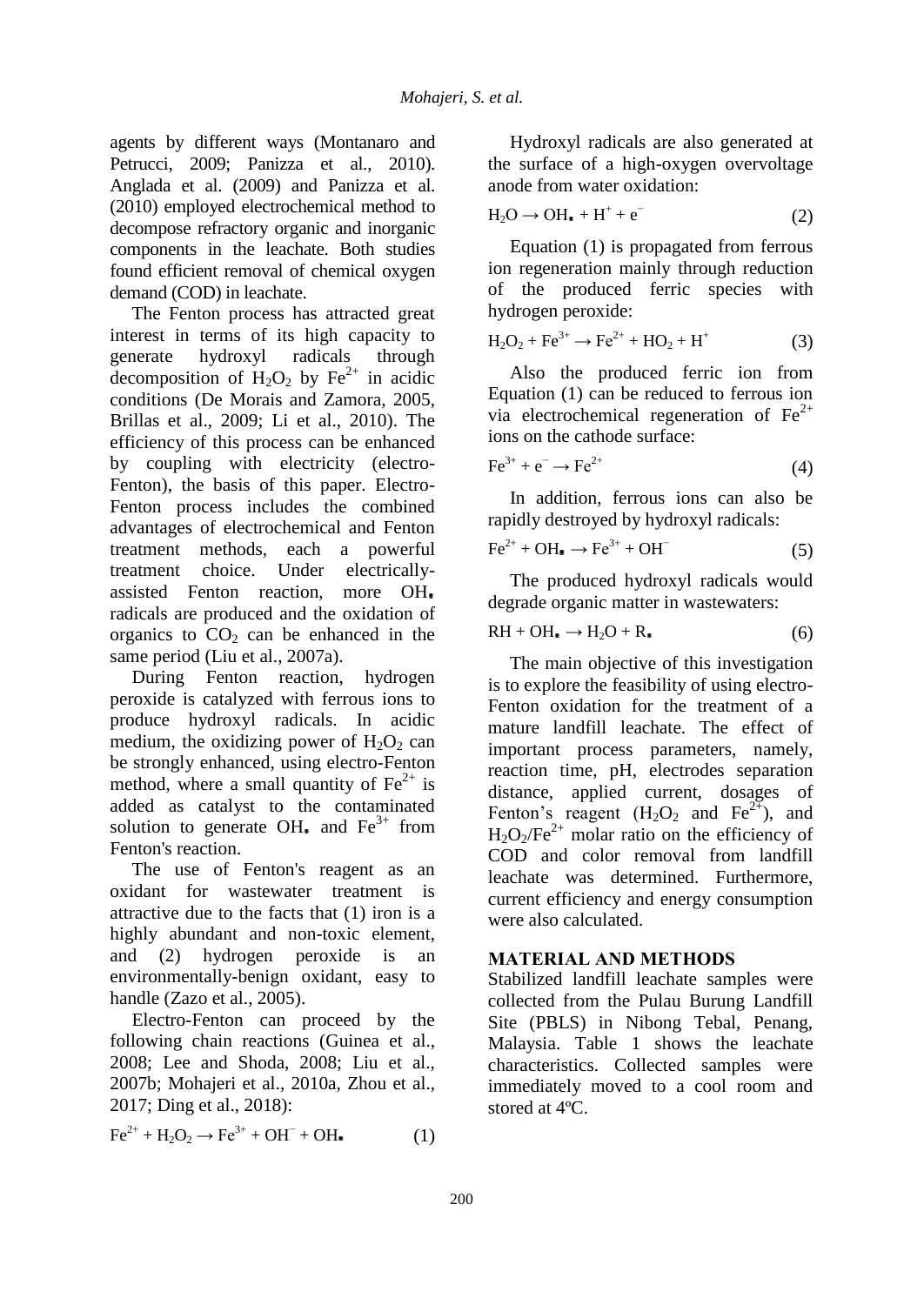agents by different ways (Montanaro and Petrucci, 2009; Panizza et al., 2010). Anglada et al. (2009) and Panizza et al. (2010) employed electrochemical method to decompose refractory organic and inorganic components in the leachate. Both studies found efficient removal of chemical oxygen demand (COD) in leachate.

The Fenton process has attracted great interest in terms of its high capacity to generate hydroxyl radicals through decomposition of $H_2O_2$ by $Fe^{2+}$ in acidic conditions (De Morais and Zamora, 2005, Brillas et al., 2009; Li et al., 2010). The efficiency of this process can be enhanced by coupling with electricity (electro-Fenton), the basis of this paper. Electro-Fenton process includes the combined advantages of electrochemical and Fenton treatment methods, each a powerful treatment choice. Under electrically-assisted Fenton reaction, more $OH_{\blacksquare}$ radicals are produced and the oxidation of organics to $CO_2$ can be enhanced in the same period (Liu et al., 2007a).

During Fenton reaction, hydrogen peroxide is catalyzed with ferrous ions to produce hydroxyl radicals. In acidic medium, the oxidizing power of $H_2O_2$ can be strongly enhanced, using electro-Fenton method, where a small quantity of $Fe^{2+}$ is added as catalyst to the contaminated solution to generate $OH_{\blacksquare}$ and $Fe^{3+}$ from Fenton's reaction.

The use of Fenton's reagent as an oxidant for wastewater treatment is attractive due to the facts that (1) iron is a highly abundant and non-toxic element, and (2) hydrogen peroxide is an environmentally-benign oxidant, easy to handle (Zazo et al., 2005).

Electro-Fenton can proceed by the following chain reactions (Guinea et al., 2008; Lee and Shoda, 2008; Liu et al., 2007b; Mohajeri et al., 2010a, Zhou et al., 2017; Ding et al., 2018):

$$Fe^{2+} + H_2O_2 \rightarrow Fe^{3+} + OH^- + OH_{\blacksquare} \quad (1)$$

Hydroxyl radicals are also generated at the surface of a high-oxygen overvoltage anode from water oxidation:

$$H_2O \rightarrow OH_{\blacksquare} + H^+ + e^- \quad (2)$$

Equation (1) is propagated from ferrous ion regeneration mainly through reduction of the produced ferric species with hydrogen peroxide:

$$H_2O_2 + Fe^{3+} \rightarrow Fe^{2+} + HO_2 + H^+ \quad (3)$$

Also the produced ferric ion from Equation (1) can be reduced to ferrous ion via electrochemical regeneration of $Fe^{2+}$ ions on the cathode surface:

$$Fe^{3+} + e^- \rightarrow Fe^{2+} \quad (4)$$

In addition, ferrous ions can also be rapidly destroyed by hydroxyl radicals:

$$Fe^{2+} + OH_{\blacksquare} \rightarrow Fe^{3+} + OH^- \quad (5)$$

The produced hydroxyl radicals would degrade organic matter in wastewaters:

$$RH + OH_{\blacksquare} \rightarrow H_2O + R_{\blacksquare} \quad (6)$$

The main objective of this investigation is to explore the feasibility of using electro-Fenton oxidation for the treatment of a mature landfill leachate. The effect of important process parameters, namely, reaction time, pH, electrodes separation distance, applied current, dosages of Fenton's reagent ($H_2O_2$ and $Fe^{2+}$), and $H_2O_2/Fe^{2+}$ molar ratio on the efficiency of COD and color removal from landfill leachate was determined. Furthermore, current efficiency and energy consumption were also calculated.

## MATERIAL AND METHODS

Stabilized landfill leachate samples were collected from the Pulau Burung Landfill Site (PBLS) in Nibong Tebal, Penang, Malaysia. Table 1 shows the leachate characteristics. Collected samples were immediately moved to a cool room and stored at 4ºC.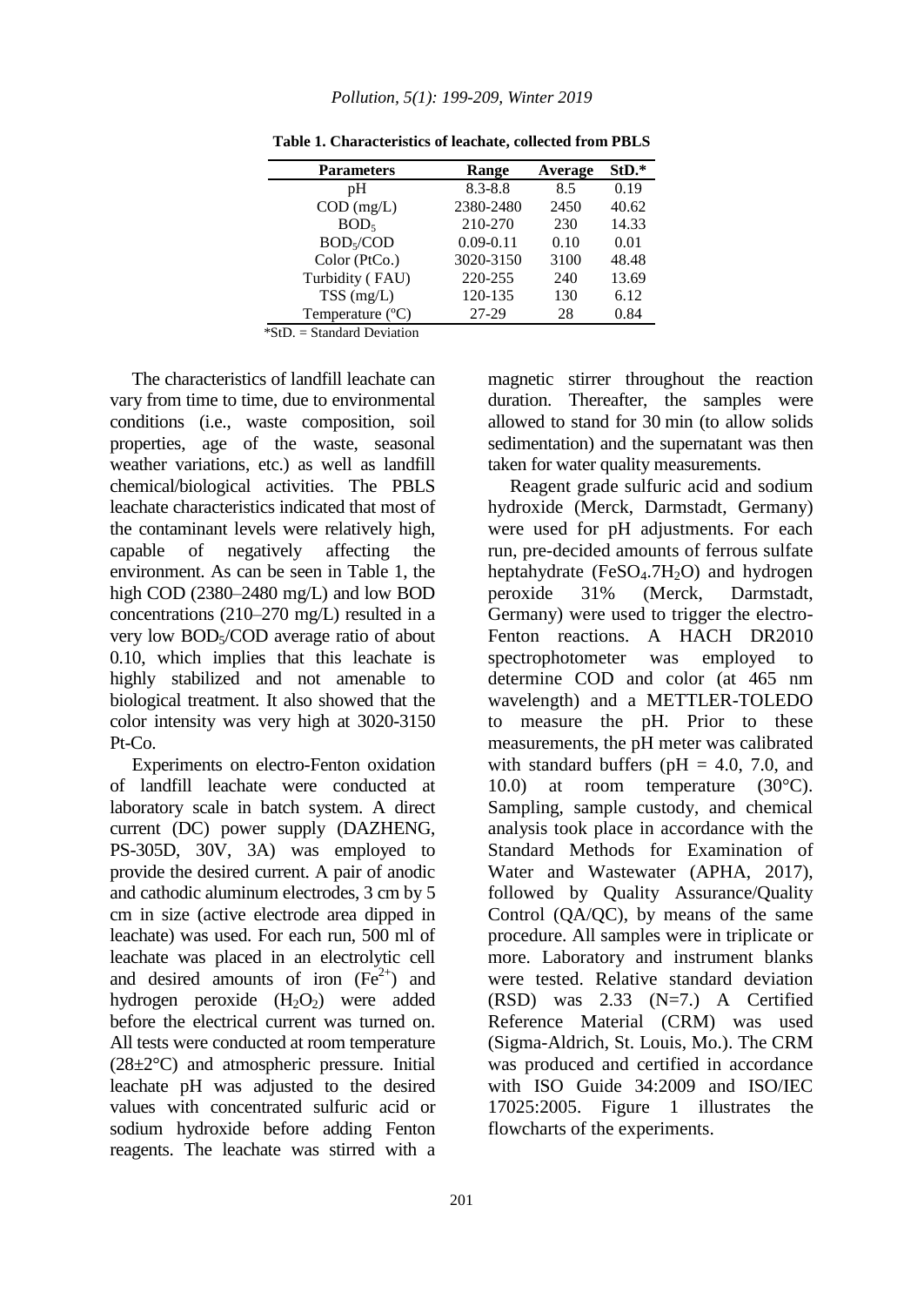**Table 1. Characteristics of leachate, collected from PBLS**

| Parameters | Range | Average | StD.* |
|---|---|---|---|
| pH | 8.3-8.8 | 8.5 | 0.19 |
| COD (mg/L) | 2380-2480 | 2450 | 40.62 |
| $BOD_5$ | 210-270 | 230 | 14.33 |
| $BOD_5$/COD | 0.09-0.11 | 0.10 | 0.01 |
| Color (PtCo.) | 3020-3150 | 3100 | 48.48 |
| Turbidity ( FAU) | 220-255 | 240 | 13.69 |
| TSS (mg/L) | 120-135 | 130 | 6.12 |
| Temperature (ºC) | 27-29 | 28 | 0.84 |

*StD. = Standard Deviation

The characteristics of landfill leachate can vary from time to time, due to environmental conditions (i.e., waste composition, soil properties, age of the waste, seasonal weather variations, etc.) as well as landfill chemical/biological activities. The PBLS leachate characteristics indicated that most of the contaminant levels were relatively high, capable of negatively affecting the environment. As can be seen in Table 1, the high COD (2380–2480 mg/L) and low BOD concentrations (210–270 mg/L) resulted in a very low $BOD_5$/COD average ratio of about 0.10, which implies that this leachate is highly stabilized and not amenable to biological treatment. It also showed that the color intensity was very high at 3020-3150 Pt-Co.

Experiments on electro-Fenton oxidation of landfill leachate were conducted at laboratory scale in batch system. A direct current (DC) power supply (DAZHENG, PS-305D, 30V, 3A) was employed to provide the desired current. A pair of anodic and cathodic aluminum electrodes, 3 cm by 5 cm in size (active electrode area dipped in leachate) was used. For each run, 500 ml of leachate was placed in an electrolytic cell and desired amounts of iron ($Fe^{2+}$) and hydrogen peroxide ($H_2O_2$) were added before the electrical current was turned on. All tests were conducted at room temperature (28±2°C) and atmospheric pressure. Initial leachate pH was adjusted to the desired values with concentrated sulfuric acid or sodium hydroxide before adding Fenton reagents. The leachate was stirred with a magnetic stirrer throughout the reaction duration. Thereafter, the samples were allowed to stand for 30 min (to allow solids sedimentation) and the supernatant was then taken for water quality measurements.

Reagent grade sulfuric acid and sodium hydroxide (Merck, Darmstadt, Germany) were used for pH adjustments. For each run, pre-decided amounts of ferrous sulfate heptahydrate ($FeSO_4.7H_2O$) and hydrogen peroxide 31% (Merck, Darmstadt, Germany) were used to trigger the electro-Fenton reactions. A HACH DR2010 spectrophotometer was employed to determine COD and color (at 465 nm wavelength) and a METTLER-TOLEDO to measure the pH. Prior to these measurements, the pH meter was calibrated with standard buffers (pH = 4.0, 7.0, and 10.0) at room temperature (30°C). Sampling, sample custody, and chemical analysis took place in accordance with the Standard Methods for Examination of Water and Wastewater (APHA, 2017), followed by Quality Assurance/Quality Control (QA/QC), by means of the same procedure. All samples were in triplicate or more. Laboratory and instrument blanks were tested. Relative standard deviation (RSD) was 2.33 (N=7.) A Certified Reference Material (CRM) was used (Sigma-Aldrich, St. Louis, Mo.). The CRM was produced and certified in accordance with ISO Guide 34:2009 and ISO/IEC 17025:2005. Figure 1 illustrates the flowcharts of the experiments.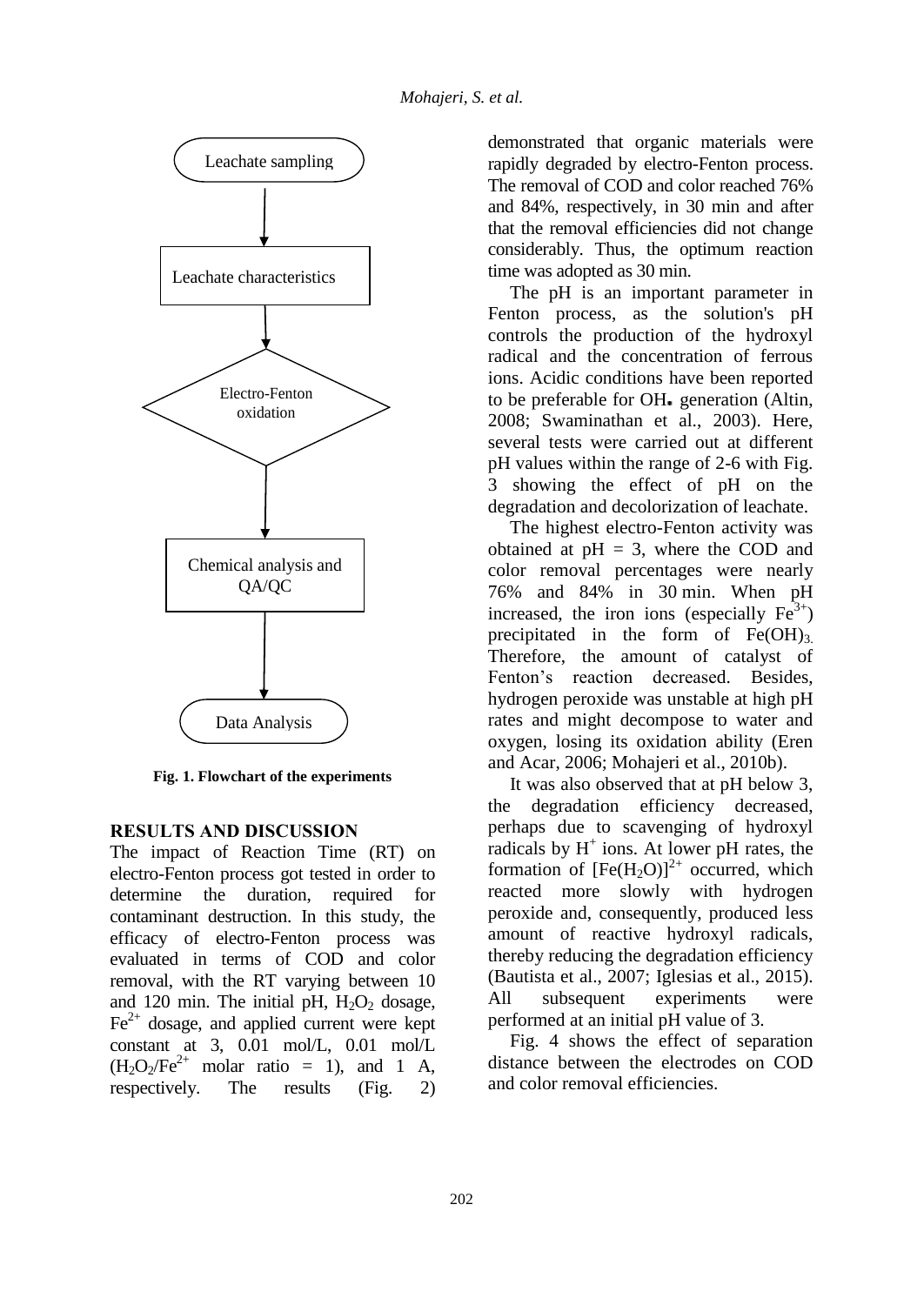Leachate sampling

Leachate characteristics

Electro-Fenton oxidation

Chemical analysis and QA/QC

Data Analysis

**Fig. 1. Flowchart of the experiments**

## RESULTS AND DISCUSSION

The impact of Reaction Time (RT) on electro-Fenton process got tested in order to determine the duration, required for contaminant destruction. In this study, the efficacy of electro-Fenton process was evaluated in terms of COD and color removal, with the RT varying between 10 and 120 min. The initial pH, $H_2O_2$ dosage, $Fe^{2+}$ dosage, and applied current were kept constant at 3, 0.01 mol/L, 0.01 mol/L ($H_2O_2/Fe^{2+}$ molar ratio = 1), and 1 A, respectively. The results (Fig. 2) demonstrated that organic materials were rapidly degraded by electro-Fenton process. The removal of COD and color reached 76% and 84%, respectively, in 30 min and after that the removal efficiencies did not change considerably. Thus, the optimum reaction time was adopted as 30 min.

The pH is an important parameter in Fenton process, as the solution's pH controls the production of the hydroxyl radical and the concentration of ferrous ions. Acidic conditions have been reported to be preferable for OH**.** generation (Altin, 2008; Swaminathan et al., 2003). Here, several tests were carried out at different pH values within the range of 2-6 with Fig. 3 showing the effect of pH on the degradation and decolorization of leachate.

The highest electro-Fenton activity was obtained at pH = 3, where the COD and color removal percentages were nearly 76% and 84% in 30 min. When pH increased, the iron ions (especially $Fe^{3+}$) precipitated in the form of $Fe(OH)_3$. Therefore, the amount of catalyst of Fenton's reaction decreased. Besides, hydrogen peroxide was unstable at high pH rates and might decompose to water and oxygen, losing its oxidation ability (Eren and Acar, 2006; Mohajeri et al., 2010b).

It was also observed that at pH below 3, the degradation efficiency decreased, perhaps due to scavenging of hydroxyl radicals by $H^+$ ions. At lower pH rates, the formation of $[Fe(H_2O)]^{2+}$ occurred, which reacted more slowly with hydrogen peroxide and, consequently, produced less amount of reactive hydroxyl radicals, thereby reducing the degradation efficiency (Bautista et al., 2007; Iglesias et al., 2015). All subsequent experiments were performed at an initial pH value of 3.

Fig. 4 shows the effect of separation distance between the electrodes on COD and color removal efficiencies.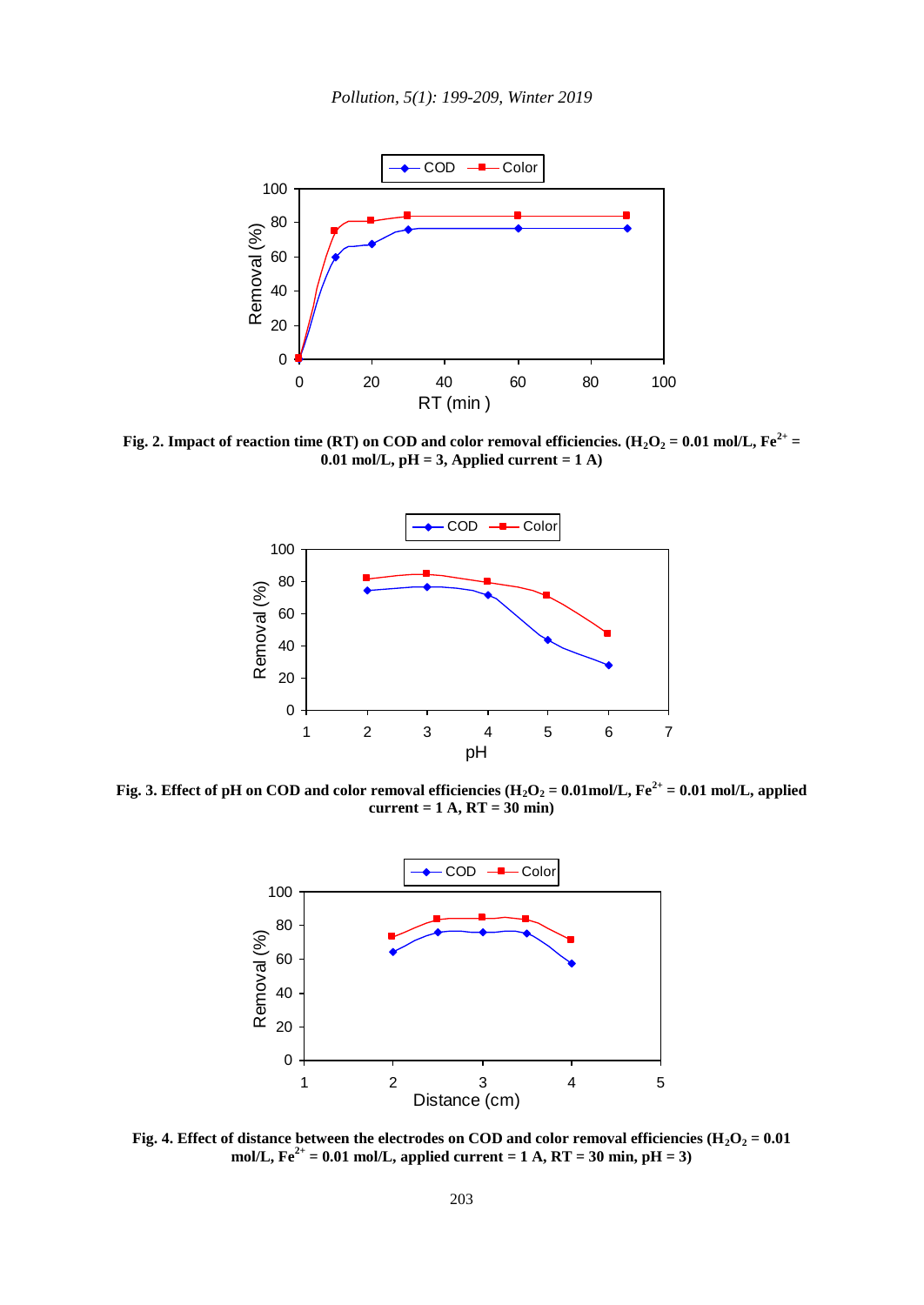**Fig. 2. Impact of reaction time (RT) on COD and color removal efficiencies. ($H_2O_2$ = 0.01 mol/L, $Fe^{2+}$ = 0.01 mol/L, pH = 3, Applied current = 1 A)**

**Fig. 3. Effect of pH on COD and color removal efficiencies ($H_2O_2$ = 0.01mol/L, $Fe^{2+}$ = 0.01 mol/L, applied current = 1 A, RT = 30 min)**

**Fig. 4. Effect of distance between the electrodes on COD and color removal efficiencies ($H_2O_2$ = 0.01 mol/L, $Fe^{2+}$ = 0.01 mol/L, applied current = 1 A, RT = 30 min, pH = 3)**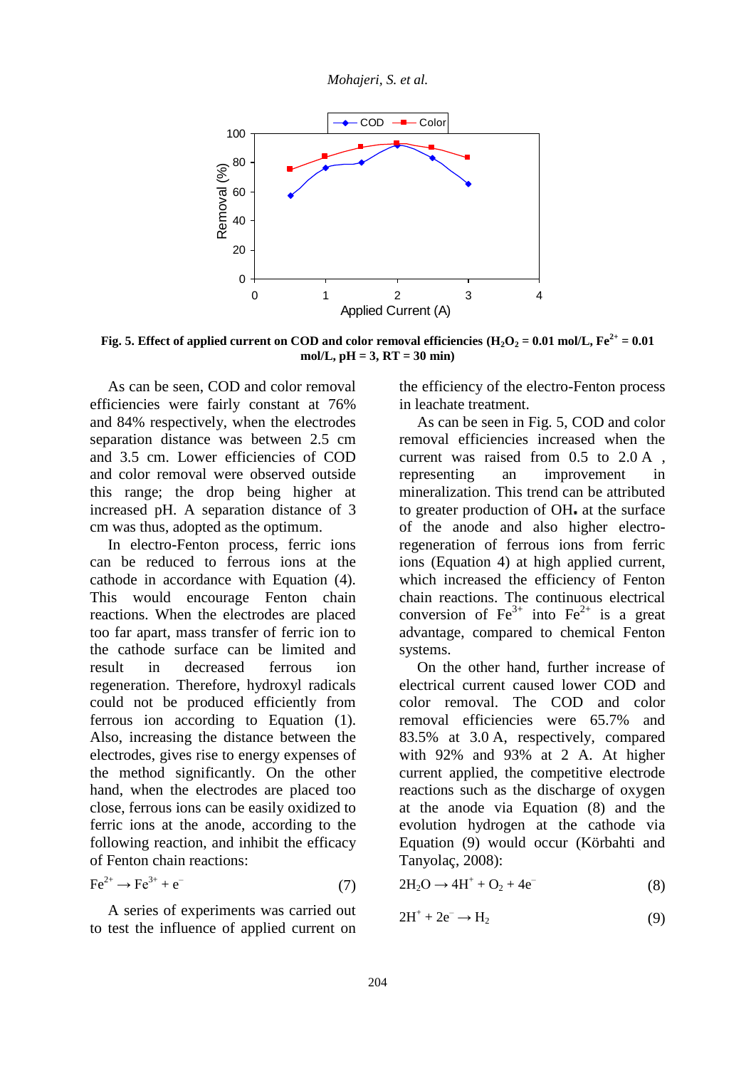**Fig. 5. Effect of applied current on COD and color removal efficiencies ($H_2O_2$ = 0.01 mol/L, $Fe^{2+}$ = 0.01 mol/L, pH = 3, RT = 30 min)**

As can be seen, COD and color removal efficiencies were fairly constant at 76% and 84% respectively, when the electrodes separation distance was between 2.5 cm and 3.5 cm. Lower efficiencies of COD and color removal were observed outside this range; the drop being higher at increased pH. A separation distance of 3 cm was thus, adopted as the optimum.

In electro-Fenton process, ferric ions can be reduced to ferrous ions at the cathode in accordance with Equation (4). This would encourage Fenton chain reactions. When the electrodes are placed too far apart, mass transfer of ferric ion to the cathode surface can be limited and result in decreased ferrous ion regeneration. Therefore, hydroxyl radicals could not be produced efficiently from ferrous ion according to Equation (1). Also, increasing the distance between the electrodes, gives rise to energy expenses of the method significantly. On the other hand, when the electrodes are placed too close, ferrous ions can be easily oxidized to ferric ions at the anode, according to the following reaction, and inhibit the efficacy of Fenton chain reactions:

$$Fe^{2+} \rightarrow Fe^{3+} + e^{-} \quad (7)$$

A series of experiments was carried out to test the influence of applied current on the efficiency of the electro-Fenton process in leachate treatment.

As can be seen in Fig. 5, COD and color removal efficiencies increased when the current was raised from 0.5 to 2.0 A , representing an improvement in mineralization. This trend can be attributed to greater production of OH**.** at the surface of the anode and also higher electro-regeneration of ferrous ions from ferric ions (Equation 4) at high applied current, which increased the efficiency of Fenton chain reactions. The continuous electrical conversion of $Fe^{3+}$ into $Fe^{2+}$ is a great advantage, compared to chemical Fenton systems.

On the other hand, further increase of electrical current caused lower COD and color removal. The COD and color removal efficiencies were 65.7% and 83.5% at 3.0 A, respectively, compared with 92% and 93% at 2 A. At higher current applied, the competitive electrode reactions such as the discharge of oxygen at the anode via Equation (8) and the evolution hydrogen at the cathode via Equation (9) would occur (Körbahti and Tanyolaç, 2008):

$$2H_2O \rightarrow 4H^{+} + O_2 + 4e^{-} \quad (8)$$

$$2H^{+} + 2e^{-} \rightarrow H_2 \quad (9)$$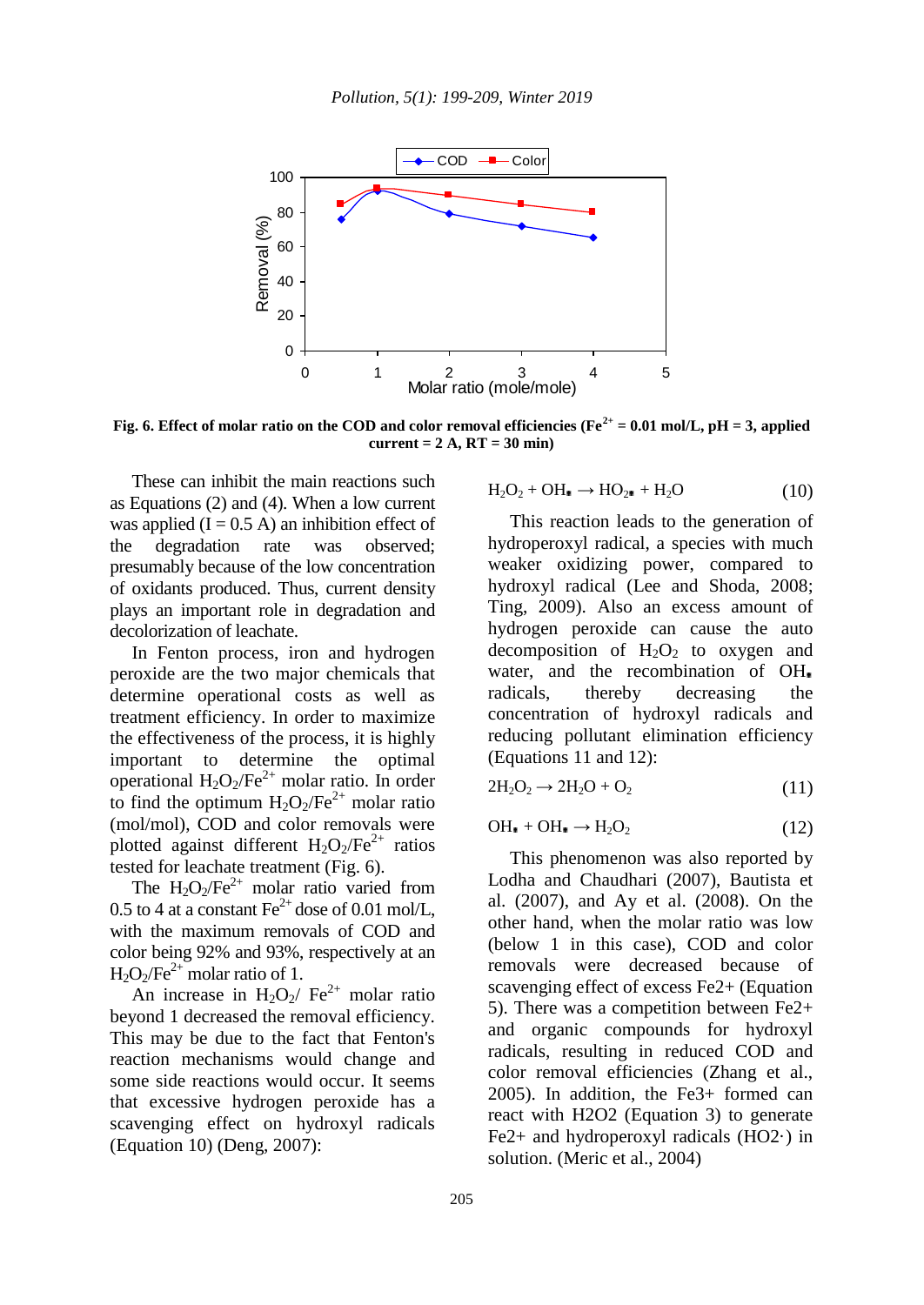Fig. 6. Effect of molar ratio on the COD and color removal efficiencies ($Fe^{2+}$ = 0.01 mol/L, pH = 3, applied current = 2 A, RT = 30 min)

These can inhibit the main reactions such as Equations (2) and (4). When a low current was applied (I = 0.5 A) an inhibition effect of the degradation rate was observed; presumably because of the low concentration of oxidants produced. Thus, current density plays an important role in degradation and decolorization of leachate.

In Fenton process, iron and hydrogen peroxide are the two major chemicals that determine operational costs as well as treatment efficiency. In order to maximize the effectiveness of the process, it is highly important to determine the optimal operational $H_2O_2/Fe^{2+}$ molar ratio. In order to find the optimum $H_2O_2/Fe^{2+}$ molar ratio (mol/mol), COD and color removals were plotted against different $H_2O_2/Fe^{2+}$ ratios tested for leachate treatment (Fig. 6).

The $H_2O_2/Fe^{2+}$ molar ratio varied from 0.5 to 4 at a constant $Fe^{2+}$ dose of 0.01 mol/L, with the maximum removals of COD and color being 92% and 93%, respectively at an $H_2O_2/Fe^{2+}$ molar ratio of 1.

An increase in $H_2O_2/Fe^{2+}$ molar ratio beyond 1 decreased the removal efficiency. This may be due to the fact that Fenton's reaction mechanisms would change and some side reactions would occur. It seems that excessive hydrogen peroxide has a scavenging effect on hydroxyl radicals (Equation 10) (Deng, 2007):

$$H_2O_2 + OH^{\bullet} \rightarrow HO_2^{\bullet} + H_2O \qquad (10)$$

This reaction leads to the generation of hydroperoxyl radical, a species with much weaker oxidizing power, compared to hydroxyl radical (Lee and Shoda, 2008; Ting, 2009). Also an excess amount of hydrogen peroxide can cause the auto decomposition of $H_2O_2$ to oxygen and water, and the recombination of $OH^{\bullet}$ radicals, thereby decreasing the concentration of hydroxyl radicals and reducing pollutant elimination efficiency (Equations 11 and 12):

$$2H_2O_2 \rightarrow 2H_2O + O_2 \qquad (11)$$

$$OH^{\bullet} + OH^{\bullet} \rightarrow H_2O_2 \qquad (12)$$

This phenomenon was also reported by Lodha and Chaudhari (2007), Bautista et al. (2007), and Ay et al. (2008). On the other hand, when the molar ratio was low (below 1 in this case), COD and color removals were decreased because of scavenging effect of excess Fe2+ (Equation 5). There was a competition between Fe2+ and organic compounds for hydroxyl radicals, resulting in reduced COD and color removal efficiencies (Zhang et al., 2005). In addition, the Fe3+ formed can react with H2O2 (Equation 3) to generate Fe2+ and hydroperoxyl radicals (HO2·) in solution. (Meric et al., 2004)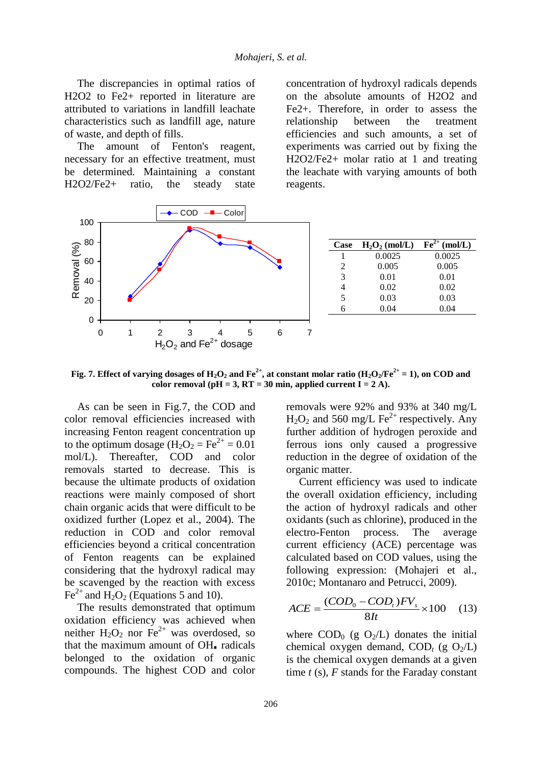The discrepancies in optimal ratios of H2O2 to Fe2+ reported in literature are attributed to variations in landfill leachate characteristics such as landfill age, nature of waste, and depth of fills.

The amount of Fenton's reagent, necessary for an effective treatment, must be determined. Maintaining a constant H2O2/Fe2+ ratio, the steady state concentration of hydroxyl radicals depends on the absolute amounts of H2O2 and Fe2+. Therefore, in order to assess the relationship between the treatment efficiencies and such amounts, a set of experiments was carried out by fixing the H2O2/Fe2+ molar ratio at 1 and treating the leachate with varying amounts of both reagents.

| Case | $H_2O_2$ (mol/L) | $Fe^{2+}$ (mol/L) |
|---|---|---|
| 1 | 0.0025 | 0.0025 |
| 2 | 0.005 | 0.005 |
| 3 | 0.01 | 0.01 |
| 4 | 0.02 | 0.02 |
| 5 | 0.03 | 0.03 |
| 6 | 0.04 | 0.04 |

**Fig. 7. Effect of varying dosages of $H_2O_2$ and $Fe^{2+}$, at constant molar ratio ($H_2O_2/Fe^{2+}$ = 1), on COD and color removal (pH = 3, RT = 30 min, applied current I = 2 A).**

As can be seen in Fig.7, the COD and color removal efficiencies increased with increasing Fenton reagent concentration up to the optimum dosage ($H_2O_2 = Fe^{2+} = 0.01$ mol/L). Thereafter, COD and color removals started to decrease. This is because the ultimate products of oxidation reactions were mainly composed of short chain organic acids that were difficult to be oxidized further (Lopez et al., 2004). The reduction in COD and color removal efficiencies beyond a critical concentration of Fenton reagents can be explained considering that the hydroxyl radical may be scavenged by the reaction with excess $Fe^{2+}$ and $H_2O_2$ (Equations 5 and 10).

The results demonstrated that optimum oxidation efficiency was achieved when neither $H_2O_2$ nor $Fe^{2+}$ was overdosed, so that the maximum amount of OH• radicals belonged to the oxidation of organic compounds. The highest COD and color removals were 92% and 93% at 340 mg/L $H_2O_2$ and 560 mg/L $Fe^{2+}$ respectively. Any further addition of hydrogen peroxide and ferrous ions only caused a progressive reduction in the degree of oxidation of the organic matter.

Current efficiency was used to indicate the overall oxidation efficiency, including the action of hydroxyl radicals and other oxidants (such as chlorine), produced in the electro-Fenton process. The average current efficiency (ACE) percentage was calculated based on COD values, using the following expression: (Mohajeri et al., 2010c; Montanaro and Petrucci, 2009).

$$ACE = \frac{(COD_0 - COD_t)FV_s}{8It} \times 100 \qquad (13)$$

where $COD_0$ (g $O_2$/L) donates the initial chemical oxygen demand, $COD_t$ (g $O_2$/L) is the chemical oxygen demands at a given time $t$ (s), $F$ stands for the Faraday constant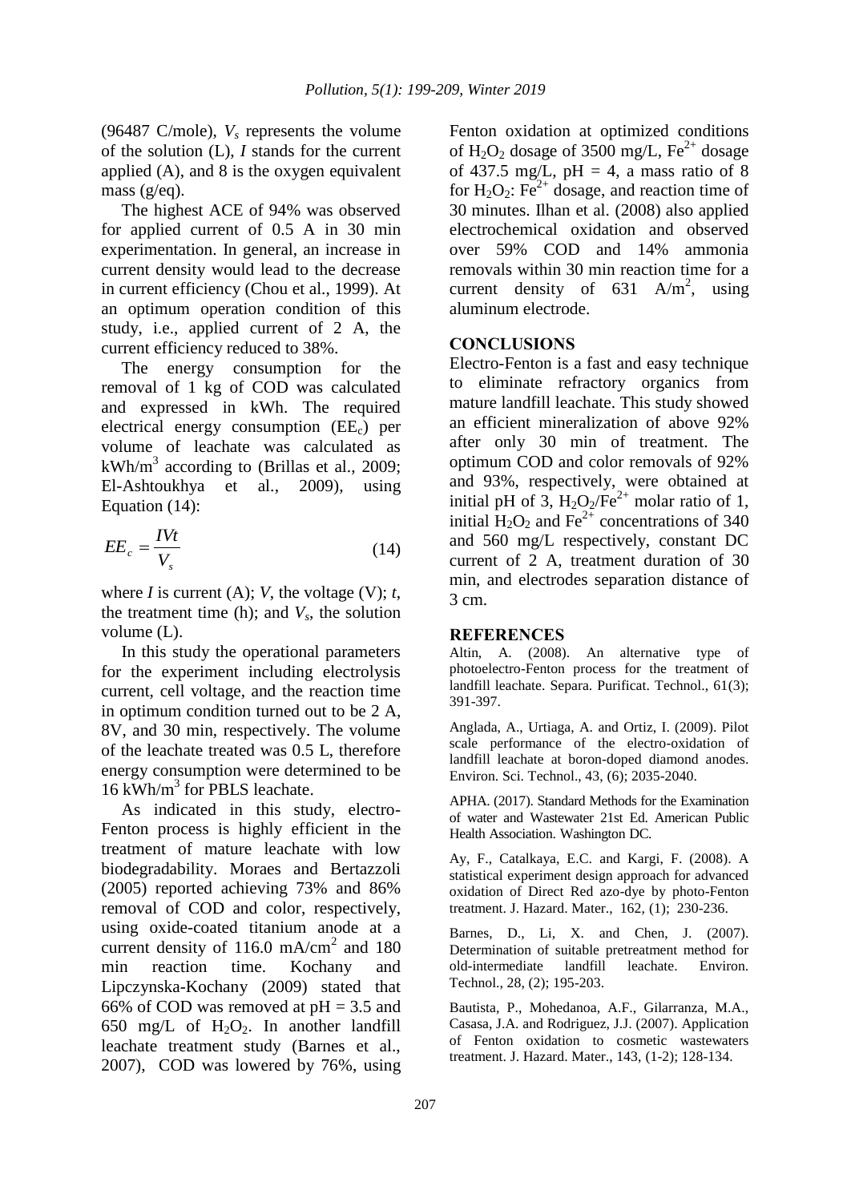(96487 C/mole), $V_s$ represents the volume of the solution (L), $I$ stands for the current applied (A), and 8 is the oxygen equivalent mass (g/eq).

The highest ACE of 94% was observed for applied current of 0.5 A in 30 min experimentation. In general, an increase in current density would lead to the decrease in current efficiency (Chou et al., 1999). At an optimum operation condition of this study, i.e., applied current of 2 A, the current efficiency reduced to 38%.

The energy consumption for the removal of 1 kg of COD was calculated and expressed in kWh. The required electrical energy consumption ($EE_c$) per volume of leachate was calculated as $kWh/m^3$ according to (Brillas et al., 2009; El-Ashtoukhya et al., 2009), using Equation (14):

$$EE_c = \frac{IVt}{V_s} \tag{14}$$

where $I$ is current (A); $V$, the voltage (V); $t$, the treatment time (h); and $V_s$, the solution volume (L).

In this study the operational parameters for the experiment including electrolysis current, cell voltage, and the reaction time in optimum condition turned out to be 2 A, 8V, and 30 min, respectively. The volume of the leachate treated was 0.5 L, therefore energy consumption were determined to be 16 $kWh/m^3$ for PBLS leachate.

As indicated in this study, electro-Fenton process is highly efficient in the treatment of mature leachate with low biodegradability. Moraes and Bertazzoli (2005) reported achieving 73% and 86% removal of COD and color, respectively, using oxide-coated titanium anode at a current density of 116.0 $mA/cm^2$ and 180 min reaction time. Kochany and Lipczynska-Kochany (2009) stated that 66% of COD was removed at pH = 3.5 and 650 mg/L of $H_2O_2$. In another landfill leachate treatment study (Barnes et al., 2007), COD was lowered by 76%, using Fenton oxidation at optimized conditions of $H_2O_2$ dosage of 3500 mg/L, $Fe^{2+}$ dosage of 437.5 mg/L, pH = 4, a mass ratio of 8 for $H_2O_2$: $Fe^{2+}$ dosage, and reaction time of 30 minutes. Ilhan et al. (2008) also applied electrochemical oxidation and observed over 59% COD and 14% ammonia removals within 30 min reaction time for a current density of 631 $A/m^2$, using aluminum electrode.

## CONCLUSIONS

Electro-Fenton is a fast and easy technique to eliminate refractory organics from mature landfill leachate. This study showed an efficient mineralization of above 92% after only 30 min of treatment. The optimum COD and color removals of 92% and 93%, respectively, were obtained at initial pH of 3, $H_2O_2/Fe^{2+}$ molar ratio of 1, initial $H_2O_2$ and $Fe^{2+}$ concentrations of 340 and 560 mg/L respectively, constant DC current of 2 A, treatment duration of 30 min, and electrodes separation distance of 3 cm.

## REFERENCES

Altin, A. (2008). An alternative type of photoelectro-Fenton process for the treatment of landfill leachate. Separa. Purificat. Technol., 61(3); 391-397.

Anglada, A., Urtiaga, A. and Ortiz, I. (2009). Pilot scale performance of the electro-oxidation of landfill leachate at boron-doped diamond anodes. Environ. Sci. Technol., 43, (6); 2035-2040.

APHA. (2017). Standard Methods for the Examination of water and Wastewater 21st Ed. American Public Health Association. Washington DC.

Ay, F., Catalkaya, E.C. and Kargi, F. (2008). A statistical experiment design approach for advanced oxidation of Direct Red azo-dye by photo-Fenton treatment. J. Hazard. Mater., 162, (1); 230-236.

Barnes, D., Li, X. and Chen, J. (2007). Determination of suitable pretreatment method for old-intermediate landfill leachate. Environ. Technol., 28, (2); 195-203.

Bautista, P., Mohedanoa, A.F., Gilarranza, M.A., Casasa, J.A. and Rodriguez, J.J. (2007). Application of Fenton oxidation to cosmetic wastewaters treatment. J. Hazard. Mater., 143, (1-2); 128-134.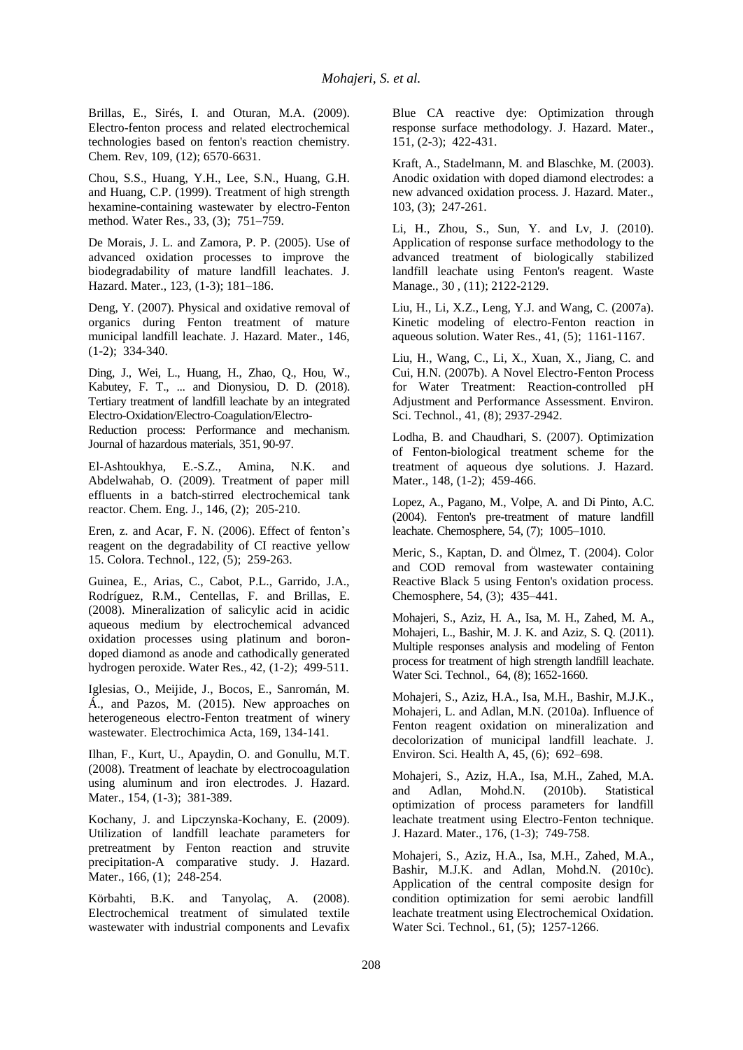Brillas, E., Sirés, I. and Oturan, M.A. (2009). Electro-fenton process and related electrochemical technologies based on fenton's reaction chemistry. Chem. Rev, 109, (12); 6570-6631.

Chou, S.S., Huang, Y.H., Lee, S.N., Huang, G.H. and Huang, C.P. (1999). Treatment of high strength hexamine-containing wastewater by electro-Fenton method. Water Res., 33, (3); 751–759.

De Morais, J. L. and Zamora, P. P. (2005). Use of advanced oxidation processes to improve the biodegradability of mature landfill leachates. J. Hazard. Mater., 123, (1-3); 181–186.

Deng, Y. (2007). Physical and oxidative removal of organics during Fenton treatment of mature municipal landfill leachate. J. Hazard. Mater., 146, (1-2); 334-340.

Ding, J., Wei, L., Huang, H., Zhao, Q., Hou, W., Kabutey, F. T., ... and Dionysiou, D. D. (2018). Tertiary treatment of landfill leachate by an integrated Electro-Oxidation/Electro-Coagulation/Electro-Reduction process: Performance and mechanism. Journal of hazardous materials, 351, 90-97.

El-Ashtoukhya, E.-S.Z., Amina, N.K. and Abdelwahab, O. (2009). Treatment of paper mill effluents in a batch-stirred electrochemical tank reactor. Chem. Eng. J., 146, (2); 205-210.

Eren, z. and Acar, F. N. (2006). Effect of fenton's reagent on the degradability of CI reactive yellow 15. Colora. Technol., 122, (5); 259-263.

Guinea, E., Arias, C., Cabot, P.L., Garrido, J.A., Rodríguez, R.M., Centellas, F. and Brillas, E. (2008). Mineralization of salicylic acid in acidic aqueous medium by electrochemical advanced oxidation processes using platinum and boron-doped diamond as anode and cathodically generated hydrogen peroxide. Water Res., 42, (1-2); 499-511.

Iglesias, O., Meijide, J., Bocos, E., Sanromán, M. Á., and Pazos, M. (2015). New approaches on heterogeneous electro-Fenton treatment of winery wastewater. Electrochimica Acta, 169, 134-141.

Ilhan, F., Kurt, U., Apaydin, O. and Gonullu, M.T. (2008). Treatment of leachate by electrocoagulation using aluminum and iron electrodes. J. Hazard. Mater., 154, (1-3); 381-389.

Kochany, J. and Lipczynska-Kochany, E. (2009). Utilization of landfill leachate parameters for pretreatment by Fenton reaction and struvite precipitation-A comparative study. J. Hazard. Mater., 166, (1); 248-254.

Körbahti, B.K. and Tanyolaç, A. (2008). Electrochemical treatment of simulated textile wastewater with industrial components and Levafix Blue CA reactive dye: Optimization through response surface methodology. J. Hazard. Mater., 151, (2-3); 422-431.

Kraft, A., Stadelmann, M. and Blaschke, M. (2003). Anodic oxidation with doped diamond electrodes: a new advanced oxidation process. J. Hazard. Mater., 103, (3); 247-261.

Li, H., Zhou, S., Sun, Y. and Lv, J. (2010). Application of response surface methodology to the advanced treatment of biologically stabilized landfill leachate using Fenton's reagent. Waste Manage., 30 , (11); 2122-2129.

Liu, H., Li, X.Z., Leng, Y.J. and Wang, C. (2007a). Kinetic modeling of electro-Fenton reaction in aqueous solution. Water Res., 41, (5); 1161-1167.

Liu, H., Wang, C., Li, X., Xuan, X., Jiang, C. and Cui, H.N. (2007b). A Novel Electro-Fenton Process for Water Treatment: Reaction-controlled pH Adjustment and Performance Assessment. Environ. Sci. Technol., 41, (8); 2937-2942.

Lodha, B. and Chaudhari, S. (2007). Optimization of Fenton-biological treatment scheme for the treatment of aqueous dye solutions. J. Hazard. Mater., 148, (1-2); 459-466.

Lopez, A., Pagano, M., Volpe, A. and Di Pinto, A.C. (2004). Fenton's pre-treatment of mature landfill leachate. Chemosphere, 54, (7); 1005–1010.

Meric, S., Kaptan, D. and Ölmez, T. (2004). Color and COD removal from wastewater containing Reactive Black 5 using Fenton's oxidation process. Chemosphere, 54, (3); 435–441.

Mohajeri, S., Aziz, H. A., Isa, M. H., Zahed, M. A., Mohajeri, L., Bashir, M. J. K. and Aziz, S. Q. (2011). Multiple responses analysis and modeling of Fenton process for treatment of high strength landfill leachate. Water Sci. Technol., 64, (8); 1652-1660.

Mohajeri, S., Aziz, H.A., Isa, M.H., Bashir, M.J.K., Mohajeri, L. and Adlan, M.N. (2010a). Influence of Fenton reagent oxidation on mineralization and decolorization of municipal landfill leachate. J. Environ. Sci. Health A, 45, (6); 692–698.

Mohajeri, S., Aziz, H.A., Isa, M.H., Zahed, M.A. and Adlan, Mohd.N. (2010b). Statistical optimization of process parameters for landfill leachate treatment using Electro-Fenton technique. J. Hazard. Mater., 176, (1-3); 749-758.

Mohajeri, S., Aziz, H.A., Isa, M.H., Zahed, M.A., Bashir, M.J.K. and Adlan, Mohd.N. (2010c). Application of the central composite design for condition optimization for semi aerobic landfill leachate treatment using Electrochemical Oxidation. Water Sci. Technol., 61, (5); 1257-1266.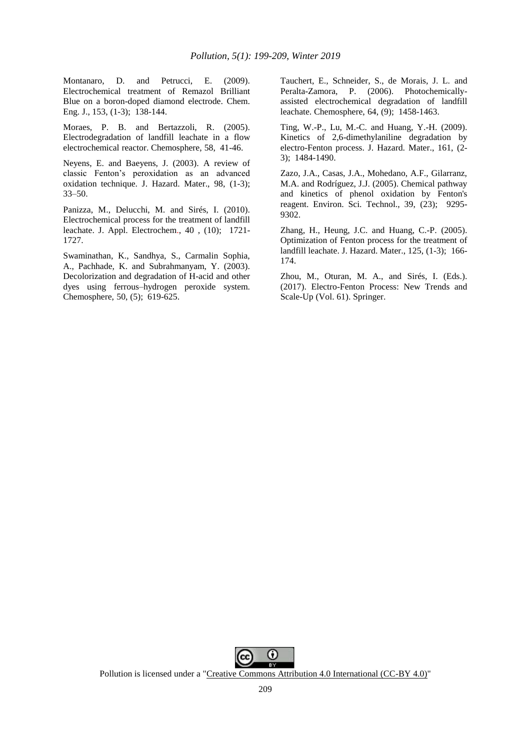Montanaro, D. and Petrucci, E. (2009). Electrochemical treatment of Remazol Brilliant Blue on a boron-doped diamond electrode. Chem. Eng. J., 153, (1-3); 138-144.

Moraes, P. B. and Bertazzoli, R. (2005). Electrodegradation of landfill leachate in a flow electrochemical reactor. Chemosphere, 58, 41-46.

Neyens, E. and Baeyens, J. (2003). A review of classic Fenton's peroxidation as an advanced oxidation technique. J. Hazard. Mater., 98, (1-3); 33–50.

Panizza, M., Delucchi, M. and Sirés, I. (2010). Electrochemical process for the treatment of landfill leachate. J. Appl. Electrochem., 40 , (10); 1721-1727.

Swaminathan, K., Sandhya, S., Carmalin Sophia, A., Pachhade, K. and Subrahmanyam, Y. (2003). Decolorization and degradation of H-acid and other dyes using ferrous–hydrogen peroxide system. Chemosphere, 50, (5); 619-625.

Tauchert, E., Schneider, S., de Morais, J. L. and Peralta-Zamora, P. (2006). Photochemically-assisted electrochemical degradation of landfill leachate. Chemosphere, 64, (9); 1458-1463.

Ting, W.-P., Lu, M.-C. and Huang, Y.-H. (2009). Kinetics of 2,6-dimethylaniline degradation by electro-Fenton process. J. Hazard. Mater., 161, (2-3); 1484-1490.

Zazo, J.A., Casas, J.A., Mohedano, A.F., Gilarranz, M.A. and Rodríguez, J.J. (2005). Chemical pathway and kinetics of phenol oxidation by Fenton's reagent. Environ. Sci. Technol., 39, (23); 9295-9302.

Zhang, H., Heung, J.C. and Huang, C.-P. (2005). Optimization of Fenton process for the treatment of landfill leachate. J. Hazard. Mater., 125, (1-3); 166-174.

Zhou, M., Oturan, M. A., and Sirés, I. (Eds.). (2017). Electro-Fenton Process: New Trends and Scale-Up (Vol. 61). Springer.

Pollution is licensed under a "Creative Commons Attribution 4.0 International (CC-BY 4.0)"